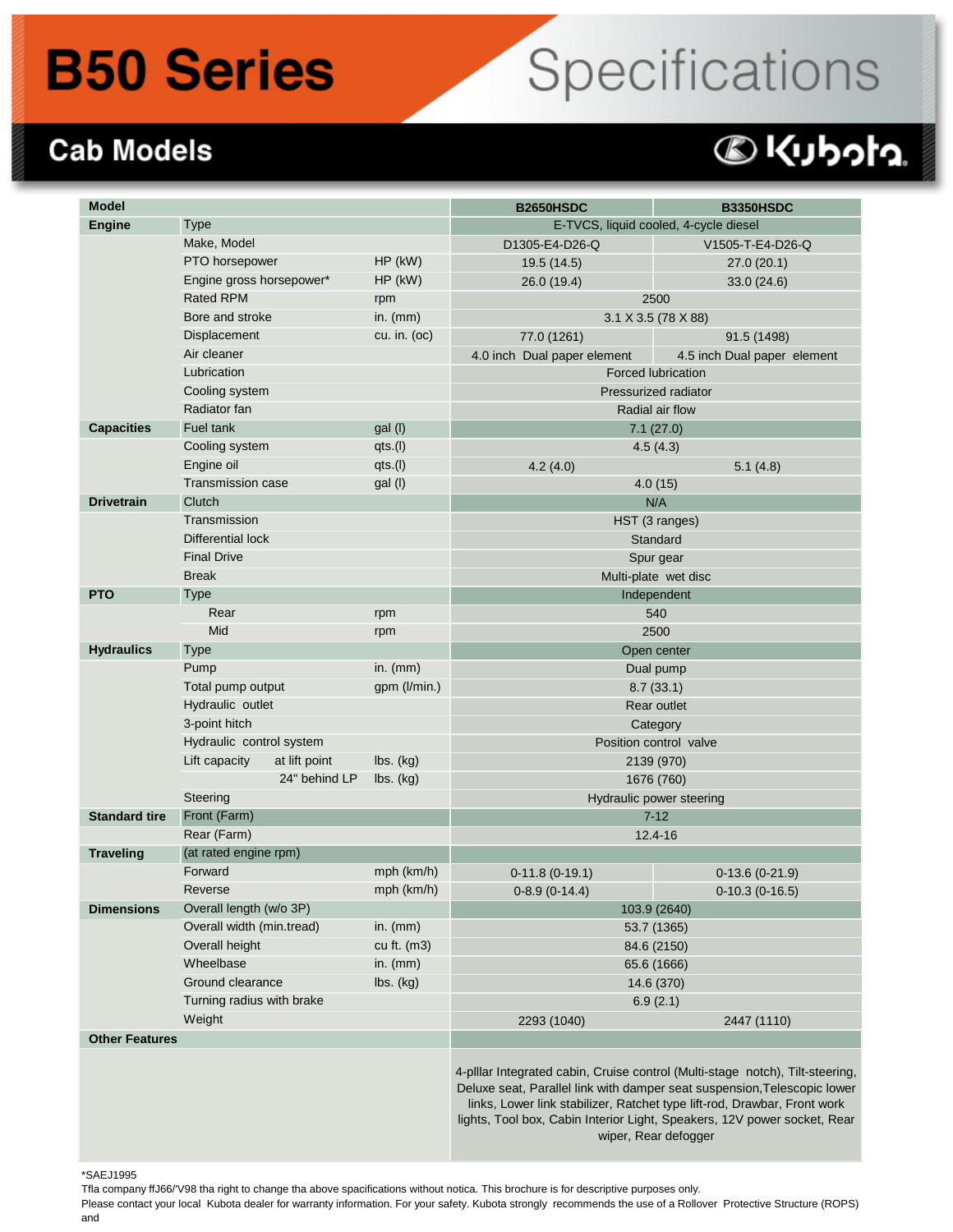# B50 Series Specifications

## Cab Models

Kubota

| Model | | | B2650HSDC | B3350HSDC |
|---|---|---|---|---|
| Engine | Type | | E-TVCS, liquid cooled, 4-cycle diesel | |
| | Make, Model | | D1305-E4-D26-Q | V1505-T-E4-D26-Q |
| | PTO horsepower | HP (kW) | 19.5 (14.5) | 27.0 (20.1) |
| | Engine gross horsepower* | HP (kW) | 26.0 (19.4) | 33.0 (24.6) |
| | Rated RPM | rpm | 2500 | |
| | Bore and stroke | in. (mm) | 3.1 X 3.5 (78 X 88) | |
| | Displacement | cu. in. (oc) | 77.0 (1261) | 91.5 (1498) |
| | Air cleaner | | 4.0 inch Dual paper element | 4.5 inch Dual paper element |
| | Lubrication | | Forced lubrication | |
| | Cooling system | | Pressurized radiator | |
| | Radiator fan | | Radial air flow | |
| Capacities | Fuel tank | gal (l) | 7.1 (27.0) | |
| | Cooling system | qts.(l) | 4.5 (4.3) | |
| | Engine oil | qts.(l) | 4.2 (4.0) | 5.1 (4.8) |
| | Transmission case | gal (l) | 4.0 (15) | |
| Drivetrain | Clutch | | N/A | |
| | Transmission | | HST (3 ranges) | |
| | Differential lock | | Standard | |
| | Final Drive | | Spur gear | |
| | Break | | Multi-plate wet disc | |
| PTO | Type | | Independent | |
| | Rear | rpm | 540 | |
| | Mid | rpm | 2500 | |
| Hydraulics | Type | | Open center | |
| | Pump | in. (mm) | Dual pump | |
| | Total pump output | gpm (l/min.) | 8.7 (33.1) | |
| | Hydraulic outlet | | Rear outlet | |
| | 3-point hitch | | Category | |
| | Hydraulic control system | | Position control valve | |
| | Lift capacity at lift point | lbs. (kg) | 2139 (970) | |
| | 24" behind LP | lbs. (kg) | 1676 (760) | |
| | Steering | | Hydraulic power steering | |
| Standard tire | Front (Farm) | | 7-12 | |
| | Rear (Farm) | | 12.4-16 | |
| Traveling | (at rated engine rpm) | | | |
| | Forward | mph (km/h) | 0-11.8 (0-19.1) | 0-13.6 (0-21.9) |
| | Reverse | mph (km/h) | 0-8.9 (0-14.4) | 0-10.3 (0-16.5) |
| Dimensions | Overall length (w/o 3P) | | 103.9 (2640) | |
| | Overall width (min.tread) | in. (mm) | 53.7 (1365) | |
| | Overall height | cu ft. (m3) | 84.6 (2150) | |
| | Wheelbase | in. (mm) | 65.6 (1666) | |
| | Ground clearance | lbs. (kg) | 14.6 (370) | |
| | Turning radius with brake | | 6.9 (2.1) | |
| | Weight | | 2293 (1040) | 2447 (1110) |
| Other Features | | | 4-plllar Integrated cabin, Cruise control (Multi-stage notch), Tilt-steering, Deluxe seat, Parallel link with damper seat suspension,Telescopic lower links, Lower link stabilizer, Ratchet type lift-rod, Drawbar, Front work lights, Tool box, Cabin Interior Light, Speakers, 12V power socket, Rear wiper, Rear defogger | |

*SAEJ1995

Tfla company ffJ66/'V98 tha right to change tha above specifications without notica. This brochure is for descriptive purposes only.

Please contact your local Kubota dealer for warranty information. For your safety. Kubota strongly recommends the use of a Rollover Protective Structure (ROPS) and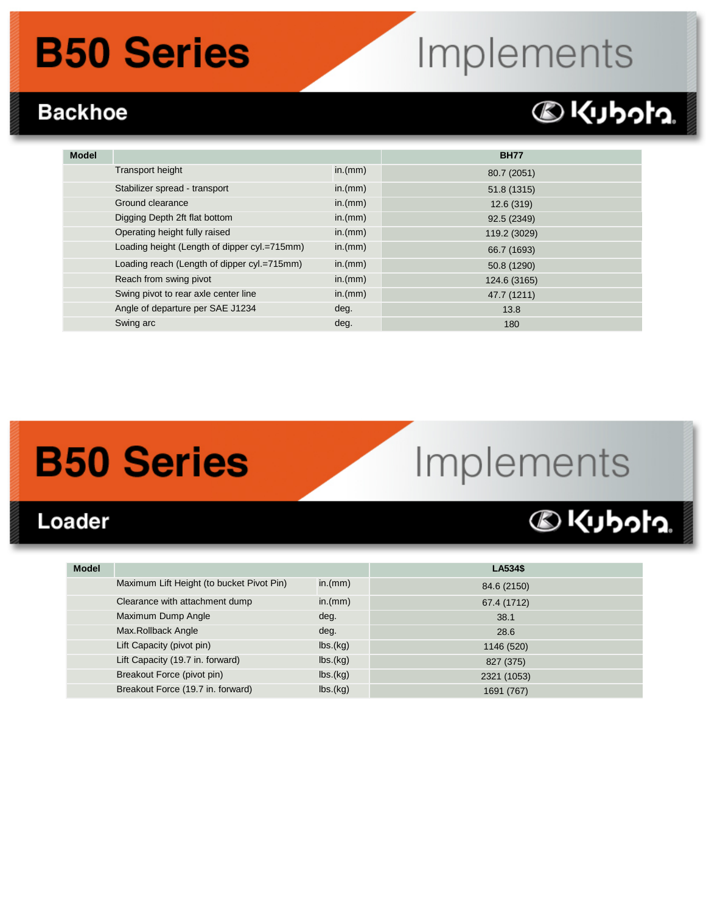# B50 Series Implements

## Backhoe

Kubota

| Model | | | BH77 |
|---|---|---|---|
| | Transport height | in.(mm) | 80.7 (2051) |
| | Stabilizer spread - transport | in.(mm) | 51.8 (1315) |
| | Ground clearance | in.(mm) | 12.6 (319) |
| | Digging Depth 2ft flat bottom | in.(mm) | 92.5 (2349) |
| | Operating height fully raised | in.(mm) | 119.2 (3029) |
| | Loading height (Length of dipper cyl.=715mm) | in.(mm) | 66.7 (1693) |
| | Loading reach (Length of dipper cyl.=715mm) | in.(mm) | 50.8 (1290) |
| | Reach from swing pivot | in.(mm) | 124.6 (3165) |
| | Swing pivot to rear axle center line | in.(mm) | 47.7 (1211) |
| | Angle of departure per SAE J1234 | deg. | 13.8 |
| | Swing arc | deg. | 180 |

# B50 Series Implements

## Loader

Kubota

| Model | | | LA534$ |
|---|---|---|---|
| | Maximum Lift Height (to bucket Pivot Pin) | in.(mm) | 84.6 (2150) |
| | Clearance with attachment dump | in.(mm) | 67.4 (1712) |
| | Maximum Dump Angle | deg. | 38.1 |
| | Max.Rollback Angle | deg. | 28.6 |
| | Lift Capacity (pivot pin) | lbs.(kg) | 1146 (520) |
| | Lift Capacity (19.7 in. forward) | lbs.(kg) | 827 (375) |
| | Breakout Force (pivot pin) | lbs.(kg) | 2321 (1053) |
| | Breakout Force (19.7 in. forward) | lbs.(kg) | 1691 (767) |